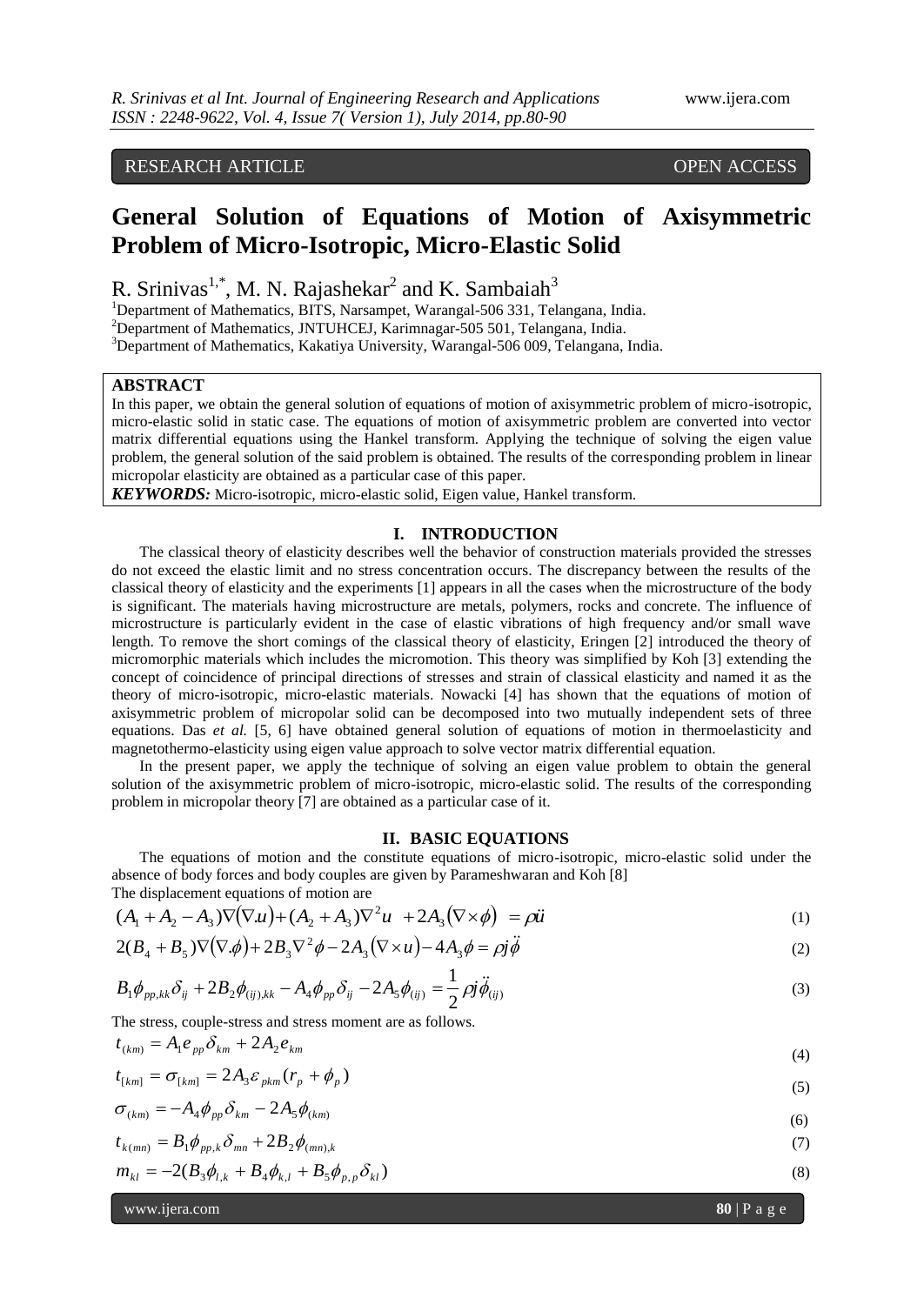RESEARCH ARTICLE OPEN ACCESS

# General Solution of Equations of Motion of Axisymmetric Problem of Micro-Isotropic, Micro-Elastic Solid

R. Srinivas[1,*], M. N. Rajashekar[2] and K. Sambaiah[3]

[1]Department of Mathematics, BITS, Narsampet, Warangal-506 331, Telangana, India.
[2]Department of Mathematics, JNTUHCEJ, Karimnagar-505 501, Telangana, India.
[3]Department of Mathematics, Kakatiya University, Warangal-506 009, Telangana, India.

**ABSTRACT**

In this paper, we obtain the general solution of equations of motion of axisymmetric problem of micro-isotropic, micro-elastic solid in static case. The equations of motion of axisymmetric problem are converted into vector matrix differential equations using the Hankel transform. Applying the technique of solving the eigen value problem, the general solution of the said problem is obtained. The results of the corresponding problem in linear micropolar elasticity are obtained as a particular case of this paper.

***KEYWORDS:*** Micro-isotropic, micro-elastic solid, Eigen value, Hankel transform.

## I. INTRODUCTION

The classical theory of elasticity describes well the behavior of construction materials provided the stresses do not exceed the elastic limit and no stress concentration occurs. The discrepancy between the results of the classical theory of elasticity and the experiments [1] appears in all the cases when the microstructure of the body is significant. The materials having microstructure are metals, polymers, rocks and concrete. The influence of microstructure is particularly evident in the case of elastic vibrations of high frequency and/or small wave length. To remove the short comings of the classical theory of elasticity, Eringen [2] introduced the theory of micromorphic materials which includes the micromotion. This theory was simplified by Koh [3] extending the concept of coincidence of principal directions of stresses and strain of classical elasticity and named it as the theory of micro-isotropic, micro-elastic materials. Nowacki [4] has shown that the equations of motion of axisymmetric problem of micropolar solid can be decomposed into two mutually independent sets of three equations. Das *et al.* [5, 6] have obtained general solution of equations of motion in thermoelasticity and magnetothermo-elasticity using eigen value approach to solve vector matrix differential equation.

In the present paper, we apply the technique of solving an eigen value problem to obtain the general solution of the axisymmetric problem of micro-isotropic, micro-elastic solid. The results of the corresponding problem in micropolar theory [7] are obtained as a particular case of it.

## II. BASIC EQUATIONS

The equations of motion and the constitute equations of micro-isotropic, micro-elastic solid under the absence of body forces and body couples are given by Parameshwaran and Koh [8]

The displacement equations of motion are

$$(A_1 + A_2 - A_3)\nabla(\nabla.u) + (A_2 + A_3)\nabla^2 u + 2A_3(\nabla \times \phi) = \rho \ddot{u} \tag{1}$$

$$2(B_4 + B_5)\nabla(\nabla.\phi) + 2B_3\nabla^2\phi - 2A_3(\nabla \times u) - 4A_3\phi = \rho j \ddot{\phi} \tag{2}$$

$$B_1\phi_{pp,kk}\delta_{ij} + 2B_2\phi_{(ij),kk} - A_4\phi_{pp}\delta_{ij} - 2A_5\phi_{(ij)} = \frac{1}{2}\rho j \ddot{\phi}_{(ij)} \tag{3}$$

The stress, couple-stress and stress moment are as follows.

$$t_{(km)} = A_1 e_{pp}\delta_{km} + 2A_2 e_{km} \tag{4}$$

$$t_{[km]} = \sigma_{[km]} = 2A_3\varepsilon_{pkm}(r_p + \phi_p) \tag{5}$$

$$\sigma_{(km)} = -A_4\phi_{pp}\delta_{km} - 2A_5\phi_{(km)} \tag{6}$$

$$t_{k(mn)} = B_1\phi_{pp,k}\delta_{mn} + 2B_2\phi_{(mn),k} \tag{7}$$

$$m_{kl} = -2(B_3\phi_{l,k} + B_4\phi_{k,l} + B_5\phi_{p,p}\delta_{kl}) \tag{8}$$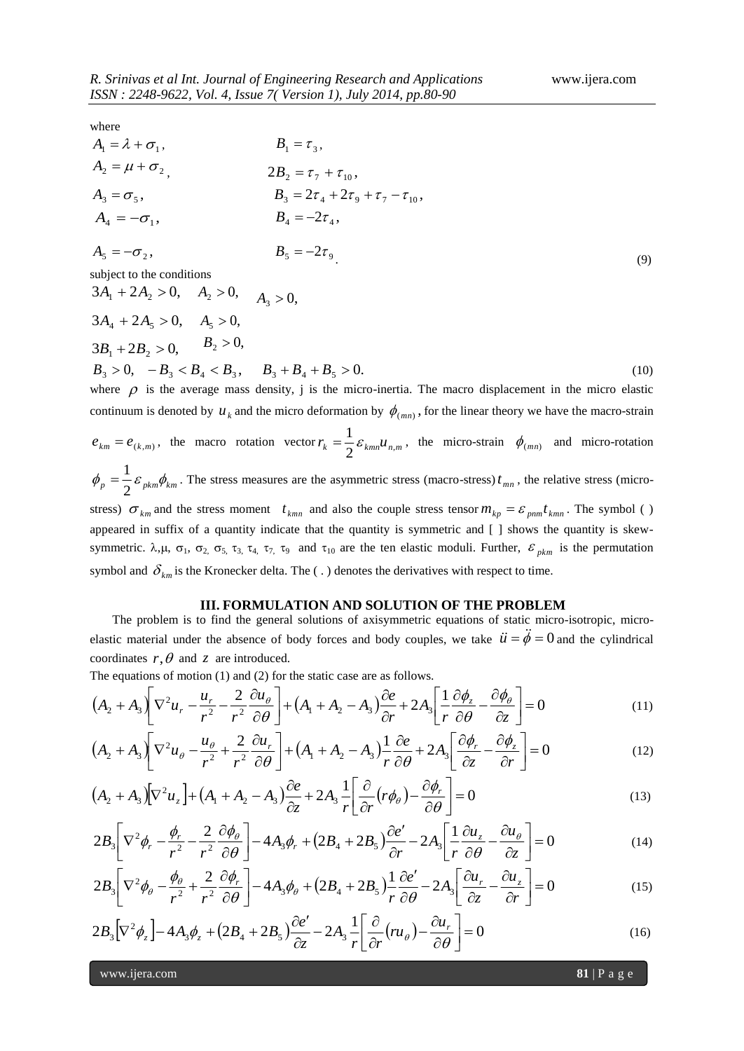where

$$
\begin{aligned}
&A_1 = \lambda + \sigma_1, && B_1 = \tau_3, \\
&A_2 = \mu + \sigma_2, && 2B_2 = \tau_7 + \tau_{10}, \\
&A_3 = \sigma_5, && B_3 = 2\tau_4 + 2\tau_9 + \tau_7 - \tau_{10}, \\
&A_4 = -\sigma_1, && B_4 = -2\tau_4, \\
&A_5 = -\sigma_2, && B_5 = -2\tau_9 .
\end{aligned} \tag{9}
$$

subject to the conditions

$$
\begin{aligned}
&3A_1 + 2A_2 > 0, \quad A_2 > 0, \quad A_3 > 0, \\
&3A_4 + 2A_5 > 0, \quad A_5 > 0, \\
&3B_1 + 2B_2 > 0, \quad B_2 > 0, \\
&B_3 > 0, \quad -B_3 < B_4 < B_3, \quad B_3 + B_4 + B_5 > 0.
\end{aligned} \tag{10}
$$

where $\rho$ is the average mass density, j is the micro-inertia. The macro displacement in the micro elastic continuum is denoted by $u_k$ and the micro deformation by $\phi_{(mn)}$, for the linear theory we have the macro-strain $e_{km} = e_{(k,m)}$, the macro rotation vector $r_k = \frac{1}{2}\varepsilon_{kmn}u_{n,m}$, the micro-strain $\phi_{(mn)}$ and micro-rotation $\phi_p = \frac{1}{2}\varepsilon_{pkm}\phi_{km}$. The stress measures are the asymmetric stress (macro-stress) $t_{mn}$, the relative stress (micro-stress) $\sigma_{km}$ and the stress moment $t_{kmn}$ and also the couple stress tensor $m_{kp} = \varepsilon_{pnm}t_{kmn}$. The symbol ( ) appeared in suffix of a quantity indicate that the quantity is symmetric and [ ] shows the quantity is skew-symmetric. $\lambda, \mu, \sigma_1, \sigma_2, \sigma_5, \tau_3, \tau_4, \tau_7, \tau_9$ and $\tau_{10}$ are the ten elastic moduli. Further, $\varepsilon_{pkm}$ is the permutation symbol and $\delta_{km}$ is the Kronecker delta. The ( . ) denotes the derivatives with respect to time.

## III. FORMULATION AND SOLUTION OF THE PROBLEM

The problem is to find the general solutions of axisymmetric equations of static micro-isotropic, micro-elastic material under the absence of body forces and body couples, we take $\ddot{u} = \ddot{\phi} = 0$ and the cylindrical coordinates $r, \theta$ and $z$ are introduced.

The equations of motion (1) and (2) for the static case are as follows.

$$
\left(A_2 + A_3\right)\left[\nabla^2 u_r - \frac{u_r}{r^2} - \frac{2}{r^2}\frac{\partial u_\theta}{\partial \theta}\right] + \left(A_1 + A_2 - A_3\right)\frac{\partial e}{\partial r} + 2A_3\left[\frac{1}{r}\frac{\partial \phi_z}{\partial \theta} - \frac{\partial \phi_\theta}{\partial z}\right] = 0 \tag{11}
$$

$$
\left(A_2 + A_3\right)\left[\nabla^2 u_\theta - \frac{u_\theta}{r^2} + \frac{2}{r^2}\frac{\partial u_r}{\partial \theta}\right] + \left(A_1 + A_2 - A_3\right)\frac{1}{r}\frac{\partial e}{\partial \theta} + 2A_3\left[\frac{\partial \phi_r}{\partial z} - \frac{\partial \phi_z}{\partial r}\right] = 0 \tag{12}
$$

$$
\left(A_2 + A_3\right)\left[\nabla^2 u_z\right] + \left(A_1 + A_2 - A_3\right)\frac{\partial e}{\partial z} + 2A_3\frac{1}{r}\left[\frac{\partial}{\partial r}\left(r\phi_\theta\right) - \frac{\partial \phi_r}{\partial \theta}\right] = 0 \tag{13}
$$

$$
2B_3\left[\nabla^2 \phi_r - \frac{\phi_r}{r^2} - \frac{2}{r^2}\frac{\partial \phi_\theta}{\partial \theta}\right] - 4A_3\phi_r + \left(2B_4 + 2B_5\right)\frac{\partial e'}{\partial r} - 2A_3\left[\frac{1}{r}\frac{\partial u_z}{\partial \theta} - \frac{\partial u_\theta}{\partial z}\right] = 0 \tag{14}
$$

$$
2B_3\left[\nabla^2 \phi_\theta - \frac{\phi_\theta}{r^2} + \frac{2}{r^2}\frac{\partial \phi_r}{\partial \theta}\right] - 4A_3\phi_\theta + \left(2B_4 + 2B_5\right)\frac{1}{r}\frac{\partial e'}{\partial \theta} - 2A_3\left[\frac{\partial u_r}{\partial z} - \frac{\partial u_z}{\partial r}\right] = 0 \tag{15}
$$

$$
2B_3\left[\nabla^2 \phi_z\right] - 4A_3\phi_z + \left(2B_4 + 2B_5\right)\frac{\partial e'}{\partial z} - 2A_3\frac{1}{r}\left[\frac{\partial}{\partial r}\left(r u_\theta\right) - \frac{\partial u_r}{\partial \theta}\right] = 0 \tag{16}
$$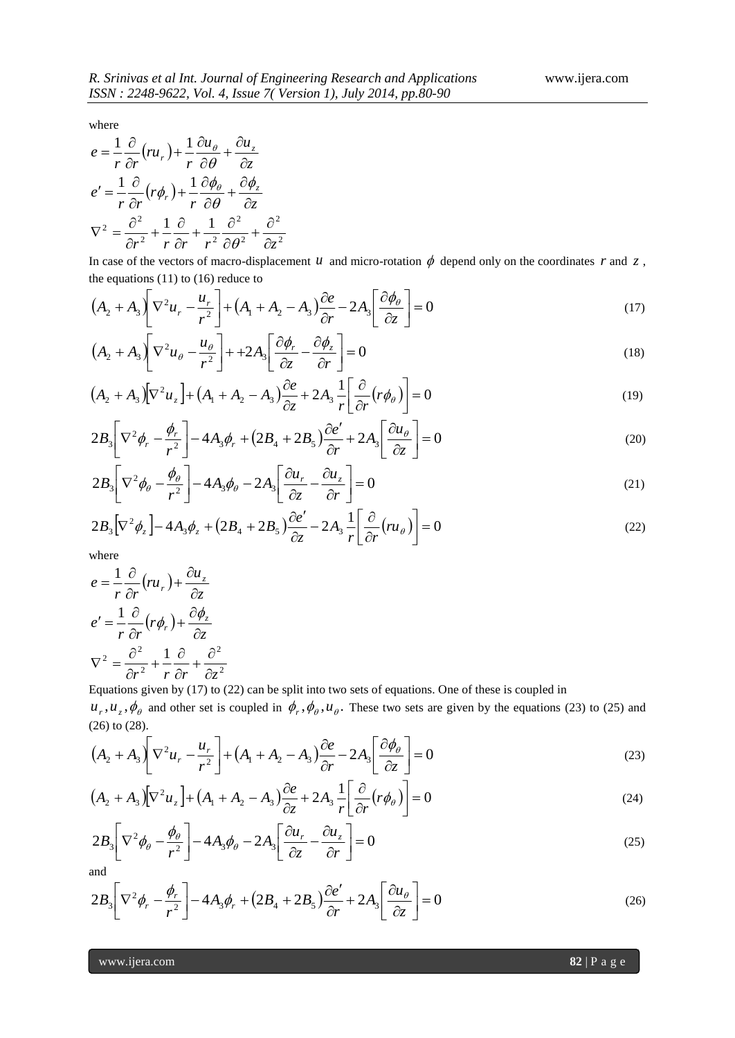where

$$e = \frac{1}{r}\frac{\partial}{\partial r}\left(ru_r\right) + \frac{1}{r}\frac{\partial u_\theta}{\partial \theta} + \frac{\partial u_z}{\partial z}$$

$$e' = \frac{1}{r}\frac{\partial}{\partial r}\left(r\phi_r\right) + \frac{1}{r}\frac{\partial \phi_\theta}{\partial \theta} + \frac{\partial \phi_z}{\partial z}$$

$$\nabla^2 = \frac{\partial^2}{\partial r^2} + \frac{1}{r}\frac{\partial}{\partial r} + \frac{1}{r^2}\frac{\partial^2}{\partial \theta^2} + \frac{\partial^2}{\partial z^2}$$

In case of the vectors of macro-displacement $u$ and micro-rotation $\phi$ depend only on the coordinates $r$ and $z$, the equations (11) to (16) reduce to

$$\left(A_2 + A_3\right)\left[\nabla^2 u_r - \frac{u_r}{r^2}\right] + \left(A_1 + A_2 - A_3\right)\frac{\partial e}{\partial r} - 2A_3\left[\frac{\partial \phi_\theta}{\partial z}\right] = 0 \tag{17}$$

$$\left(A_2 + A_3\right)\left[\nabla^2 u_\theta - \frac{u_\theta}{r^2}\right] + +2A_3\left[\frac{\partial \phi_r}{\partial z} - \frac{\partial \phi_z}{\partial r}\right] = 0 \tag{18}$$

$$\left(A_2 + A_3\right)\left[\nabla^2 u_z\right] + \left(A_1 + A_2 - A_3\right)\frac{\partial e}{\partial z} + 2A_3\frac{1}{r}\left[\frac{\partial}{\partial r}\left(r\phi_\theta\right)\right] = 0 \tag{19}$$

$$2B_3\left[\nabla^2 \phi_r - \frac{\phi_r}{r^2}\right] - 4A_3\phi_r + \left(2B_4 + 2B_5\right)\frac{\partial e'}{\partial r} + 2A_3\left[\frac{\partial u_\theta}{\partial z}\right] = 0 \tag{20}$$

$$2B_3\left[\nabla^2 \phi_\theta - \frac{\phi_\theta}{r^2}\right] - 4A_3\phi_\theta - 2A_3\left[\frac{\partial u_r}{\partial z} - \frac{\partial u_z}{\partial r}\right] = 0 \tag{21}$$

$$2B_3\left[\nabla^2 \phi_z\right] - 4A_3\phi_z + \left(2B_4 + 2B_5\right)\frac{\partial e'}{\partial z} - 2A_3\frac{1}{r}\left[\frac{\partial}{\partial r}\left(ru_\theta\right)\right] = 0 \tag{22}$$

where

$$e = \frac{1}{r}\frac{\partial}{\partial r}\left(ru_r\right) + \frac{\partial u_z}{\partial z}$$

$$e' = \frac{1}{r}\frac{\partial}{\partial r}\left(r\phi_r\right) + \frac{\partial \phi_z}{\partial z}$$

$$\nabla^2 = \frac{\partial^2}{\partial r^2} + \frac{1}{r}\frac{\partial}{\partial r} + \frac{\partial^2}{\partial z^2}$$

Equations given by (17) to (22) can be split into two sets of equations. One of these is coupled in $u_r, u_z, \phi_\theta$ and other set is coupled in $\phi_r, \phi_\theta, u_\theta$. These two sets are given by the equations (23) to (25) and (26) to (28).

$$\left(A_2 + A_3\right)\left[\nabla^2 u_r - \frac{u_r}{r^2}\right] + \left(A_1 + A_2 - A_3\right)\frac{\partial e}{\partial r} - 2A_3\left[\frac{\partial \phi_\theta}{\partial z}\right] = 0 \tag{23}$$

$$\left(A_2 + A_3\right)\left[\nabla^2 u_z\right] + \left(A_1 + A_2 - A_3\right)\frac{\partial e}{\partial z} + 2A_3\frac{1}{r}\left[\frac{\partial}{\partial r}\left(r\phi_\theta\right)\right] = 0 \tag{24}$$

$$2B_3\left[\nabla^2 \phi_\theta - \frac{\phi_\theta}{r^2}\right] - 4A_3\phi_\theta - 2A_3\left[\frac{\partial u_r}{\partial z} - \frac{\partial u_z}{\partial r}\right] = 0 \tag{25}$$

and

$$2B_3\left[\nabla^2 \phi_r - \frac{\phi_r}{r^2}\right] - 4A_3\phi_r + \left(2B_4 + 2B_5\right)\frac{\partial e'}{\partial r} + 2A_3\left[\frac{\partial u_\theta}{\partial z}\right] = 0 \tag{26}$$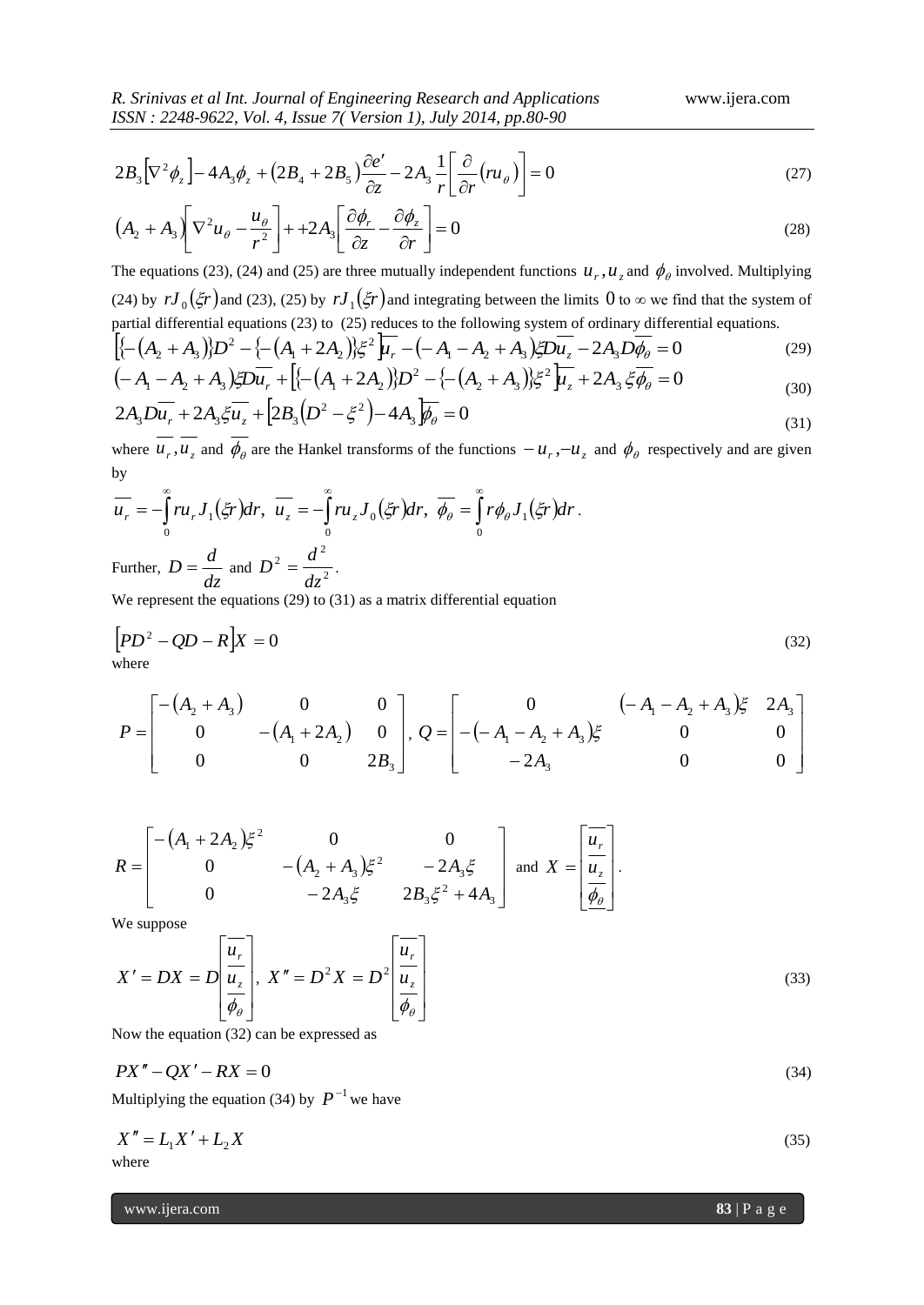$$2B_3\left[\nabla^2\phi_z\right]-4A_3\phi_z+\left(2B_4+2B_5\right)\frac{\partial e'}{\partial z}-2A_3\frac{1}{r}\left[\frac{\partial}{\partial r}\left(ru_\theta\right)\right]=0 \tag{27}$$

$$\left(A_2+A_3\right)\left[\nabla^2 u_\theta-\frac{u_\theta}{r^2}\right]++2A_3\left[\frac{\partial\phi_r}{\partial z}-\frac{\partial\phi_z}{\partial r}\right]=0 \tag{28}$$

The equations (23), (24) and (25) are three mutually independent functions $u_r, u_z$ and $\phi_\theta$ involved. Multiplying (24) by $rJ_0(\xi r)$ and (23), (25) by $rJ_1(\xi r)$ and integrating between the limits 0 to $\infty$ we find that the system of partial differential equations (23) to (25) reduces to the following system of ordinary differential equations.

$$\left[\left\{-\left(A_2+A_3\right)\right\}D^2-\left\{-\left(A_1+2A_2\right)\right\}\xi^2\right]\overline{u_r}-\left(-A_1-A_2+A_3\right)\xi D\overline{u_z}-2A_3D\overline{\phi_\theta}=0 \tag{29}$$

$$\left(-A_1-A_2+A_3\right)\xi D\overline{u_r}+\left[\left\{-\left(A_1+2A_2\right)\right\}D^2-\left\{-\left(A_2+A_3\right)\right\}\xi^2\right]\overline{u_z}+2A_3\,\xi\overline{\phi_\theta}=0 \tag{30}$$

$$2A_3D\overline{u_r}+2A_3\xi\overline{u_z}+\left[2B_3\left(D^2-\xi^2\right)-4A_3\right]\overline{\phi_\theta}=0 \tag{31}$$

where $\overline{u_r}, \overline{u_z}$ and $\overline{\phi_\theta}$ are the Hankel transforms of the functions $-u_r, -u_z$ and $\phi_\theta$ respectively and are given by

$$\overline{u_r}=-\int_0^\infty ru_rJ_1(\xi r)dr,\ \overline{u_z}=-\int_0^\infty ru_zJ_0(\xi r)dr,\ \overline{\phi_\theta}=\int_0^\infty r\phi_\theta J_1(\xi r)dr.$$

Further, $D=\frac{d}{dz}$ and $D^2=\frac{d^2}{dz^2}$.

We represent the equations (29) to (31) as a matrix differential equation

$$\left[PD^2-QD-R\right]X=0 \tag{32}$$

where

$$P=\begin{bmatrix}-\left(A_2+A_3\right) & 0 & 0\\ 0 & -\left(A_1+2A_2\right) & 0\\ 0 & 0 & 2B_3\end{bmatrix},\ Q=\begin{bmatrix}0 & \left(-A_1-A_2+A_3\right)\xi & 2A_3\\ -\left(-A_1-A_2+A_3\right)\xi & 0 & 0\\ -2A_3 & 0 & 0\end{bmatrix}$$

$$R=\begin{bmatrix}-\left(A_1+2A_2\right)\xi^2 & 0 & 0\\ 0 & -\left(A_2+A_3\right)\xi^2 & -2A_3\xi\\ 0 & -2A_3\xi & 2B_3\xi^2+4A_3\end{bmatrix} \text{ and } X=\begin{bmatrix}\overline{u_r}\\ \overline{u_z}\\ \overline{\phi_\theta}\end{bmatrix}.$$

We suppose

$$X'=DX=D\begin{bmatrix}\overline{u_r}\\ \overline{u_z}\\ \overline{\phi_\theta}\end{bmatrix},\ X''=D^2X=D^2\begin{bmatrix}\overline{u_r}\\ \overline{u_z}\\ \overline{\phi_\theta}\end{bmatrix} \tag{33}$$

Now the equation (32) can be expressed as

$$PX''-QX'-RX=0 \tag{34}$$

Multiplying the equation (34) by $P^{-1}$ we have

$$X''=L_1X'+L_2X \tag{35}$$

where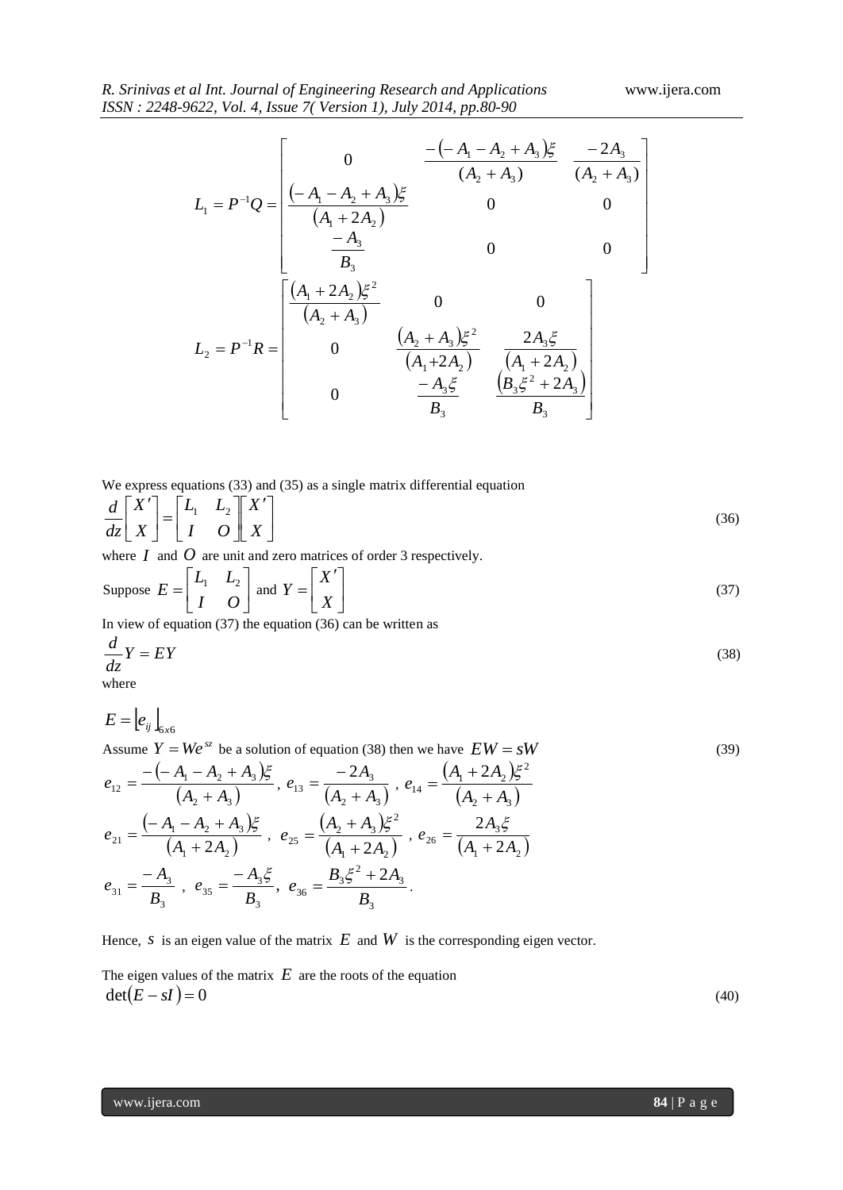$$L_1 = P^{-1}Q = \begin{bmatrix} 0 & \dfrac{-\left(-A_1 - A_2 + A_3\right)\xi}{(A_2 + A_3)} & \dfrac{-2A_3}{(A_2 + A_3)} \\ \dfrac{\left(-A_1 - A_2 + A_3\right)\xi}{\left(A_1 + 2A_2\right)} & 0 & 0 \\ \dfrac{-A_3}{B_3} & 0 & 0 \end{bmatrix}$$

$$L_2 = P^{-1}R = \begin{bmatrix} \dfrac{\left(A_1 + 2A_2\right)\xi^2}{\left(A_2 + A_3\right)} & 0 & 0 \\ 0 & \dfrac{\left(A_2 + A_3\right)\xi^2}{\left(A_1 + 2A_2\right)} & \dfrac{2A_3\xi}{\left(A_1 + 2A_2\right)} \\ 0 & \dfrac{-A_3\xi}{B_3} & \dfrac{\left(B_3\xi^2 + 2A_3\right)}{B_3} \end{bmatrix}$$

We express equations (33) and (35) as a single matrix differential equation

$$\frac{d}{dz}\begin{bmatrix} X' \\ X \end{bmatrix} = \begin{bmatrix} L_1 & L_2 \\ I & O \end{bmatrix}\begin{bmatrix} X' \\ X \end{bmatrix} \tag{36}$$

where $I$ and $O$ are unit and zero matrices of order 3 respectively.

Suppose $E = \begin{bmatrix} L_1 & L_2 \\ I & O \end{bmatrix}$ and $Y = \begin{bmatrix} X' \\ X \end{bmatrix}$ (37)

In view of equation (37) the equation (36) can be written as

$$\frac{d}{dz}Y = EY \tag{38}$$

where

$$E = \left\lfloor e_{ij} \right\rfloor_{6x6}$$

Assume $Y = We^{sz}$ be a solution of equation (38) then we have $EW = sW$ (39)

$$e_{12} = \frac{-\left(-A_1 - A_2 + A_3\right)\xi}{\left(A_2 + A_3\right)},\ e_{13} = \frac{-2A_3}{\left(A_2 + A_3\right)},\ e_{14} = \frac{\left(A_1 + 2A_2\right)\xi^2}{\left(A_2 + A_3\right)}$$

$$e_{21} = \frac{\left(-A_1 - A_2 + A_3\right)\xi}{\left(A_1 + 2A_2\right)},\ e_{25} = \frac{\left(A_2 + A_3\right)\xi^2}{\left(A_1 + 2A_2\right)},\ e_{26} = \frac{2A_3\xi}{\left(A_1 + 2A_2\right)}$$

$$e_{31} = \frac{-A_3}{B_3},\ e_{35} = \frac{-A_3\xi}{B_3},\ e_{36} = \frac{B_3\xi^2 + 2A_3}{B_3}.$$

Hence, $s$ is an eigen value of the matrix $E$ and $W$ is the corresponding eigen vector.

The eigen values of the matrix $E$ are the roots of the equation

$$\det(E - sI) = 0 \tag{40}$$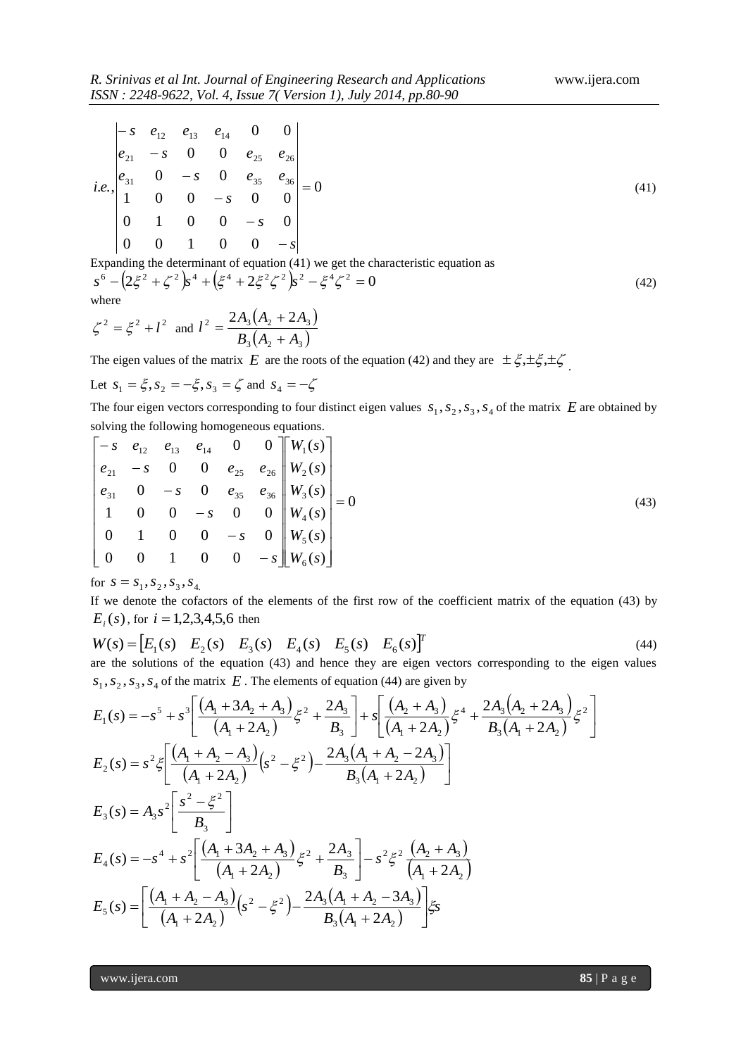$$i.e., \begin{vmatrix} -s & e_{12} & e_{13} & e_{14} & 0 & 0 \\ e_{21} & -s & 0 & 0 & e_{25} & e_{26} \\ e_{31} & 0 & -s & 0 & e_{35} & e_{36} \\ 1 & 0 & 0 & -s & 0 & 0 \\ 0 & 1 & 0 & 0 & -s & 0 \\ 0 & 0 & 1 & 0 & 0 & -s \end{vmatrix} = 0 \tag{41}$$

Expanding the determinant of equation (41) we get the characteristic equation as

$$s^6 - \left(2\xi^2 + \zeta^2\right)s^4 + \left(\xi^4 + 2\xi^2\zeta^2\right)s^2 - \xi^4\zeta^2 = 0 \tag{42}$$

where

$$\zeta^2 = \xi^2 + l^2 \text{ and } l^2 = \frac{2A_3\left(A_2 + 2A_3\right)}{B_3\left(A_2 + A_3\right)}$$

The eigen values of the matrix $E$ are the roots of the equation (42) and they are $\pm\xi, \pm\xi, \pm\zeta$.

Let $s_1 = \xi, s_2 = -\xi, s_3 = \zeta$ and $s_4 = -\zeta$

The four eigen vectors corresponding to four distinct eigen values $s_1, s_2, s_3, s_4$ of the matrix $E$ are obtained by solving the following homogeneous equations.

$$\begin{bmatrix} -s & e_{12} & e_{13} & e_{14} & 0 & 0 \\ e_{21} & -s & 0 & 0 & e_{25} & e_{26} \\ e_{31} & 0 & -s & 0 & e_{35} & e_{36} \\ 1 & 0 & 0 & -s & 0 & 0 \\ 0 & 1 & 0 & 0 & -s & 0 \\ 0 & 0 & 1 & 0 & 0 & -s \end{bmatrix} \begin{bmatrix} W_1(s) \\ W_2(s) \\ W_3(s) \\ W_4(s) \\ W_5(s) \\ W_6(s) \end{bmatrix} = 0 \tag{43}$$

for $s = s_1, s_2, s_3, s_4.$

If we denote the cofactors of the elements of the first row of the coefficient matrix of the equation (43) by $E_i(s)$, for $i = 1,2,3,4,5,6$ then

$$W(s) = \begin{bmatrix} E_1(s) & E_2(s) & E_3(s) & E_4(s) & E_5(s) & E_6(s) \end{bmatrix}^T \tag{44}$$

are the solutions of the equation (43) and hence they are eigen vectors corresponding to the eigen values $s_1, s_2, s_3, s_4$ of the matrix $E$. The elements of equation (44) are given by

$$E_1(s) = -s^5 + s^3\left[\frac{\left(A_1 + 3A_2 + A_3\right)}{\left(A_1 + 2A_2\right)}\xi^2 + \frac{2A_3}{B_3}\right] + s\left[\frac{\left(A_2 + A_3\right)}{\left(A_1 + 2A_2\right)}\xi^4 + \frac{2A_3\left(A_2 + 2A_3\right)}{B_3\left(A_1 + 2A_2\right)}\xi^2\right]$$

$$E_2(s) = s^2\xi\left[\frac{\left(A_1 + A_2 - A_3\right)}{\left(A_1 + 2A_2\right)}\left(s^2 - \xi^2\right) - \frac{2A_3\left(A_1 + A_2 - 2A_3\right)}{B_3\left(A_1 + 2A_2\right)}\right]$$

$$E_3(s) = A_3 s^2\left[\frac{s^2 - \xi^2}{B_3}\right]$$

$$E_4(s) = -s^4 + s^2\left[\frac{\left(A_1 + 3A_2 + A_3\right)}{\left(A_1 + 2A_2\right)}\xi^2 + \frac{2A_3}{B_3}\right] - s^2\xi^2\,\frac{\left(A_2 + A_3\right)}{\left(A_1 + 2A_2\right)}$$

$$E_5(s) = \left[\frac{\left(A_1 + A_2 - A_3\right)}{\left(A_1 + 2A_2\right)}\left(s^2 - \xi^2\right) - \frac{2A_3\left(A_1 + A_2 - 3A_3\right)}{B_3\left(A_1 + 2A_2\right)}\right]\xi s$$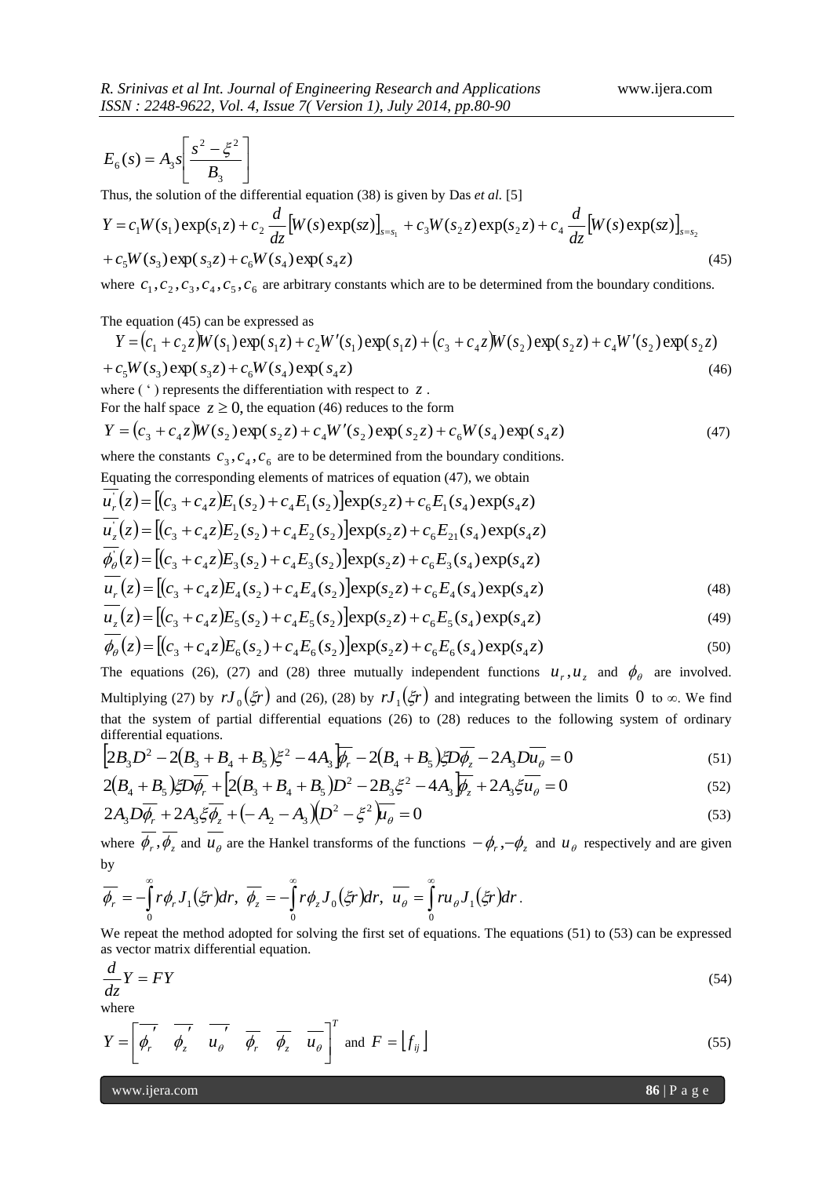$$E_6(s) = A_3 s\left[\frac{s^2 - \xi^2}{B_3}\right]$$

Thus, the solution of the differential equation (38) is given by Das *et al.* [5]

$$Y = c_1 W(s_1)\exp(s_1 z) + c_2 \frac{d}{dz}\left[W(s)\exp(sz)\right]_{s=s_1} + c_3 W(s_2 z)\exp(s_2 z) + c_4 \frac{d}{dz}\left[W(s)\exp(sz)\right]_{s=s_2}$$
$$+ c_5 W(s_3)\exp(s_3 z) + c_6 W(s_4)\exp(s_4 z) \tag{45}$$

where $c_1, c_2, c_3, c_4, c_5, c_6$ are arbitrary constants which are to be determined from the boundary conditions.

The equation (45) can be expressed as

$$Y = (c_1 + c_2 z)W(s_1)\exp(s_1 z) + c_2 W'(s_1)\exp(s_1 z) + (c_3 + c_4 z)W(s_2)\exp(s_2 z) + c_4 W'(s_2)\exp(s_2 z)$$
$$+ c_5 W(s_3)\exp(s_3 z) + c_6 W(s_4)\exp(s_4 z) \tag{46}$$

where ( ' ) represents the differentiation with respect to $z$.

For the half space $z \geq 0$, the equation (46) reduces to the form

$$Y = (c_3 + c_4 z)W(s_2)\exp(s_2 z) + c_4 W'(s_2)\exp(s_2 z) + c_6 W(s_4)\exp(s_4 z) \tag{47}$$

where the constants $c_3, c_4, c_6$ are to be determined from the boundary conditions.

Equating the corresponding elements of matrices of equation (47), we obtain

$$\overline{u_r'}(z) = \left[(c_3 + c_4 z)E_1(s_2) + c_4 E_1(s_2)\right]\exp(s_2 z) + c_6 E_1(s_4)\exp(s_4 z)$$
$$\overline{u_z'}(z) = \left[(c_3 + c_4 z)E_2(s_2) + c_4 E_2(s_2)\right]\exp(s_2 z) + c_6 E_{21}(s_4)\exp(s_4 z)$$
$$\overline{\phi_\theta'}(z) = \left[(c_3 + c_4 z)E_3(s_2) + c_4 E_3(s_2)\right]\exp(s_2 z) + c_6 E_3(s_4)\exp(s_4 z)$$
$$\overline{u_r}(z) = \left[(c_3 + c_4 z)E_4(s_2) + c_4 E_4(s_2)\right]\exp(s_2 z) + c_6 E_4(s_4)\exp(s_4 z) \tag{48}$$
$$\overline{u_z}(z) = \left[(c_3 + c_4 z)E_5(s_2) + c_4 E_5(s_2)\right]\exp(s_2 z) + c_6 E_5(s_4)\exp(s_4 z) \tag{49}$$
$$\overline{\phi_\theta}(z) = \left[(c_3 + c_4 z)E_6(s_2) + c_4 E_6(s_2)\right]\exp(s_2 z) + c_6 E_6(s_4)\exp(s_4 z) \tag{50}$$

The equations (26), (27) and (28) three mutually independent functions $u_r, u_z$ and $\phi_\theta$ are involved. Multiplying (27) by $rJ_0(\xi r)$ and (26), (28) by $rJ_1(\xi r)$ and integrating between the limits $0$ to $\infty$. We find that the system of partial differential equations (26) to (28) reduces to the following system of ordinary differential equations.

$$\left[2B_3 D^2 - 2(B_3 + B_4 + B_5)\xi^2 - 4A_3\right]\overline{\phi_r} - 2(B_4 + B_5)\xi D\overline{\phi_z} - 2A_3 D\overline{u_\theta} = 0 \tag{51}$$
$$2(B_4 + B_5)\xi D\overline{\phi_r} + \left[2(B_3 + B_4 + B_5)D^2 - 2B_3\xi^2 - 4A_3\right]\overline{\phi_z} + 2A_3\xi\overline{u_\theta} = 0 \tag{52}$$
$$2A_3 D\overline{\phi_r} + 2A_3\xi\overline{\phi_z} + (-A_2 - A_3)(D^2 - \xi^2)\overline{u_\theta} = 0 \tag{53}$$

where $\overline{\phi_r}, \overline{\phi_z}$ and $\overline{u_\theta}$ are the Hankel transforms of the functions $-\phi_r, -\phi_z$ and $u_\theta$ respectively and are given by

$$\overline{\phi_r} = -\int_0^\infty r\phi_r J_1(\xi r)dr,\ \overline{\phi_z} = -\int_0^\infty r\phi_z J_0(\xi r)dr,\ \overline{u_\theta} = \int_0^\infty r u_\theta J_1(\xi r)dr.$$

We repeat the method adopted for solving the first set of equations. The equations (51) to (53) can be expressed as vector matrix differential equation.

$$\frac{d}{dz}Y = FY \tag{54}$$

where

$$Y = \left[\overline{\phi_r'} \quad \overline{\phi_z'} \quad \overline{u_\theta'} \quad \overline{\phi_r} \quad \overline{\phi_z} \quad \overline{u_\theta}\right]^T \text{ and } F = \left[f_{ij}\right] \tag{55}$$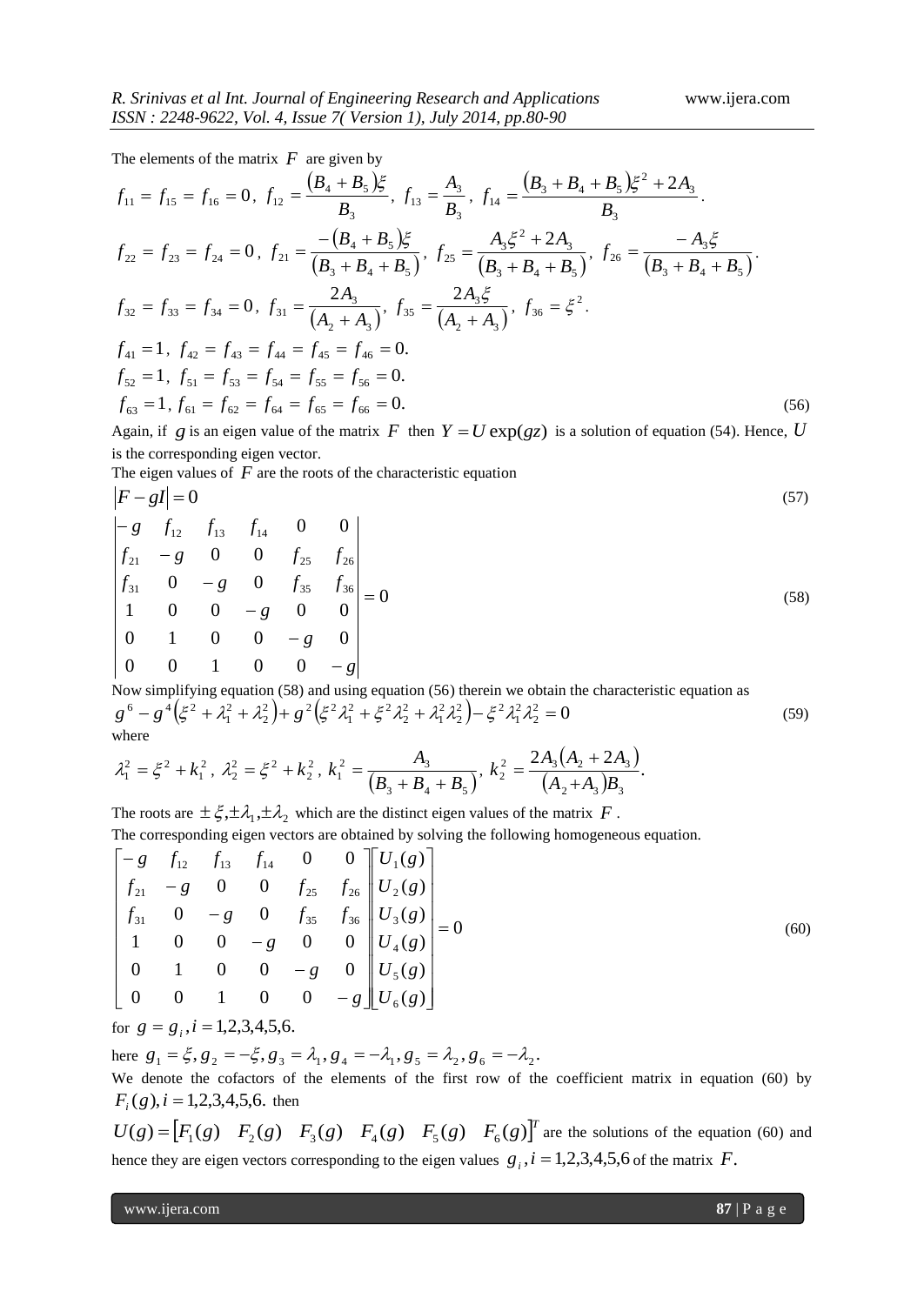The elements of the matrix $F$ are given by

$$f_{11} = f_{15} = f_{16} = 0,\ f_{12} = \frac{(B_4 + B_5)\xi}{B_3},\ f_{13} = \frac{A_3}{B_3},\ f_{14} = \frac{(B_3 + B_4 + B_5)\xi^2 + 2A_3}{B_3}.$$

$$f_{22} = f_{23} = f_{24} = 0,\ f_{21} = \frac{-(B_4 + B_5)\xi}{(B_3 + B_4 + B_5)},\ f_{25} = \frac{A_3\xi^2 + 2A_3}{(B_3 + B_4 + B_5)},\ f_{26} = \frac{-A_3\xi}{(B_3 + B_4 + B_5)}.$$

$$f_{32} = f_{33} = f_{34} = 0,\ f_{31} = \frac{2A_3}{(A_2 + A_3)},\ f_{35} = \frac{2A_3\xi}{(A_2 + A_3)},\ f_{36} = \xi^2.$$

$$f_{41} = 1,\ f_{42} = f_{43} = f_{44} = f_{45} = f_{46} = 0.$$

$$f_{52} = 1,\ f_{51} = f_{53} = f_{54} = f_{55} = f_{56} = 0.$$

$$f_{63} = 1,\ f_{61} = f_{62} = f_{64} = f_{65} = f_{66} = 0. \tag{56}$$

Again, if $g$ is an eigen value of the matrix $F$ then $Y = U\exp(gz)$ is a solution of equation (54). Hence, $U$ is the corresponding eigen vector.

The eigen values of $F$ are the roots of the characteristic equation

$$|F - gI| = 0 \tag{57}$$

$$\begin{vmatrix} -g & f_{12} & f_{13} & f_{14} & 0 & 0 \\ f_{21} & -g & 0 & 0 & f_{25} & f_{26} \\ f_{31} & 0 & -g & 0 & f_{35} & f_{36} \\ 1 & 0 & 0 & -g & 0 & 0 \\ 0 & 1 & 0 & 0 & -g & 0 \\ 0 & 0 & 1 & 0 & 0 & -g \end{vmatrix} = 0 \tag{58}$$

Now simplifying equation (58) and using equation (56) therein we obtain the characteristic equation as

$$g^6 - g^4\left(\xi^2 + \lambda_1^2 + \lambda_2^2\right) + g^2\left(\xi^2\lambda_1^2 + \xi^2\lambda_2^2 + \lambda_1^2\lambda_2^2\right) - \xi^2\lambda_1^2\lambda_2^2 = 0 \tag{59}$$

where

$$\lambda_1^2 = \xi^2 + k_1^2,\ \lambda_2^2 = \xi^2 + k_2^2,\ k_1^2 = \frac{A_3}{(B_3 + B_4 + B_5)},\ k_2^2 = \frac{2A_3(A_2 + 2A_3)}{(A_2 + A_3)B_3}.$$

The roots are $\pm\xi, \pm\lambda_1, \pm\lambda_2$ which are the distinct eigen values of the matrix $F$.

The corresponding eigen vectors are obtained by solving the following homogeneous equation.

$$\begin{bmatrix} -g & f_{12} & f_{13} & f_{14} & 0 & 0 \\ f_{21} & -g & 0 & 0 & f_{25} & f_{26} \\ f_{31} & 0 & -g & 0 & f_{35} & f_{36} \\ 1 & 0 & 0 & -g & 0 & 0 \\ 0 & 1 & 0 & 0 & -g & 0 \\ 0 & 0 & 1 & 0 & 0 & -g \end{bmatrix} \begin{bmatrix} U_1(g) \\ U_2(g) \\ U_3(g) \\ U_4(g) \\ U_5(g) \\ U_6(g) \end{bmatrix} = 0 \tag{60}$$

for $g = g_i, i = 1,2,3,4,5,6.$

here $g_1 = \xi, g_2 = -\xi, g_3 = \lambda_1, g_4 = -\lambda_1, g_5 = \lambda_2, g_6 = -\lambda_2.$

We denote the cofactors of the elements of the first row of the coefficient matrix in equation (60) by $F_i(g), i = 1,2,3,4,5,6.$ then

$U(g) = [F_1(g)\quad F_2(g)\quad F_3(g)\quad F_4(g)\quad F_5(g)\quad F_6(g)]^T$ are the solutions of the equation (60) and hence they are eigen vectors corresponding to the eigen values $g_i, i = 1,2,3,4,5,6$ of the matrix $F$.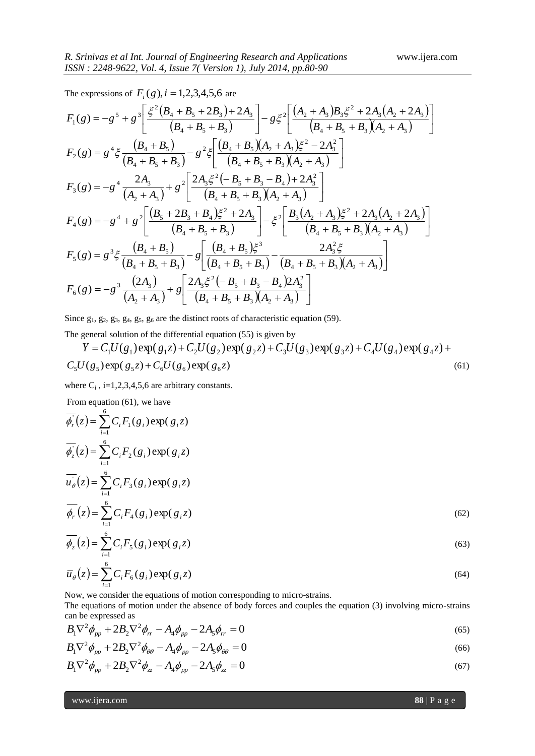The expressions of $F_i(g), i = 1,2,3,4,5,6$ are

$$F_1(g) = -g^5 + g^3\left[\frac{\xi^2(B_4 + B_5 + 2B_3) + 2A_3}{(B_4 + B_5 + B_3)}\right] - g\xi^2\left[\frac{(A_2 + A_3)B_3\xi^2 + 2A_3(A_2 + 2A_3)}{(B_4 + B_5 + B_3)(A_2 + A_3)}\right]$$

$$F_2(g) = g^4\xi\frac{(B_4 + B_5)}{(B_4 + B_5 + B_3)} - g^2\xi\left[\frac{(B_4 + B_5)(A_2 + A_3)\xi^2 - 2A_3^2}{(B_4 + B_5 + B_3)(A_2 + A_3)}\right]$$

$$F_3(g) = -g^4\frac{2A_3}{(A_2 + A_3)} + g^2\left[\frac{2A_3\xi^2(-B_5 + B_3 - B_4) + 2A_3^2}{(B_4 + B_5 + B_3)(A_2 + A_3)}\right]$$

$$F_4(g) = -g^4 + g^2\left[\frac{(B_5 + 2B_3 + B_4)\xi^2 + 2A_3}{(B_4 + B_5 + B_3)}\right] - \xi^2\left[\frac{B_3(A_2 + A_3)\xi^2 + 2A_3(A_2 + 2A_3)}{(B_4 + B_5 + B_3)(A_2 + A_3)}\right]$$

$$F_5(g) = g^3\xi\frac{(B_4 + B_5)}{(B_4 + B_5 + B_3)} - g\left[\frac{(B_4 + B_5)\xi^3}{(B_4 + B_5 + B_3)} - \frac{2A_3^2\xi}{(B_4 + B_5 + B_3)(A_2 + A_3)}\right]$$

$$F_6(g) = -g^3\frac{(2A_3)}{(A_2 + A_3)} + g\left[\frac{2A_3\xi^2(-B_5 + B_3 - B_4)2A_3^2}{(B_4 + B_5 + B_3)(A_2 + A_3)}\right]$$

Since $g_1, g_2, g_3, g_4, g_5, g_6$ are the distinct roots of characteristic equation (59).

The general solution of the differential equation (55) is given by

$$Y = C_1U(g_1)\exp(g_1z) + C_2U(g_2)\exp(g_2z) + C_3U(g_3)\exp(g_3z) + C_4U(g_4)\exp(g_4z) + C_5U(g_5)\exp(g_5z) + C_6U(g_6)\exp(g_6z) \tag{61}$$

where $C_i$ , i=1,2,3,4,5,6 are arbitrary constants.

From equation (61), we have

$$\overline{\phi_r^{'}}(z) = \sum_{i=1}^{6} C_iF_1(g_i)\exp(g_iz)$$

$$\overline{\phi_z^{'}}(z) = \sum_{i=1}^{6} C_iF_2(g_i)\exp(g_iz)$$

$$\overline{u_\theta^{'}}(z) = \sum_{i=1}^{6} C_iF_3(g_i)\exp(g_iz)$$

$$\overline{\phi_r}(z) = \sum_{i=1}^{6} C_iF_4(g_i)\exp(g_iz) \tag{62}$$

$$\overline{\phi_z}(z) = \sum_{i=1}^{6} C_iF_5(g_i)\exp(g_iz) \tag{63}$$

$$\overline{u}_\theta(z) = \sum_{i=1}^{6} C_iF_6(g_i)\exp(g_iz) \tag{64}$$

Now, we consider the equations of motion corresponding to micro-strains.

The equations of motion under the absence of body forces and couples the equation (3) involving micro-strains can be expressed as

$$B_1\nabla^2\phi_{pp} + 2B_2\nabla^2\phi_{rr} - A_4\phi_{pp} - 2A_5\phi_{rr} = 0 \tag{65}$$

$$B_1\nabla^2\phi_{pp} + 2B_2\nabla^2\phi_{\theta\theta} - A_4\phi_{pp} - 2A_5\phi_{\theta\theta} = 0 \tag{66}$$

$$B_1\nabla^2\phi_{pp} + 2B_2\nabla^2\phi_{zz} - A_4\phi_{pp} - 2A_5\phi_{zz} = 0 \tag{67}$$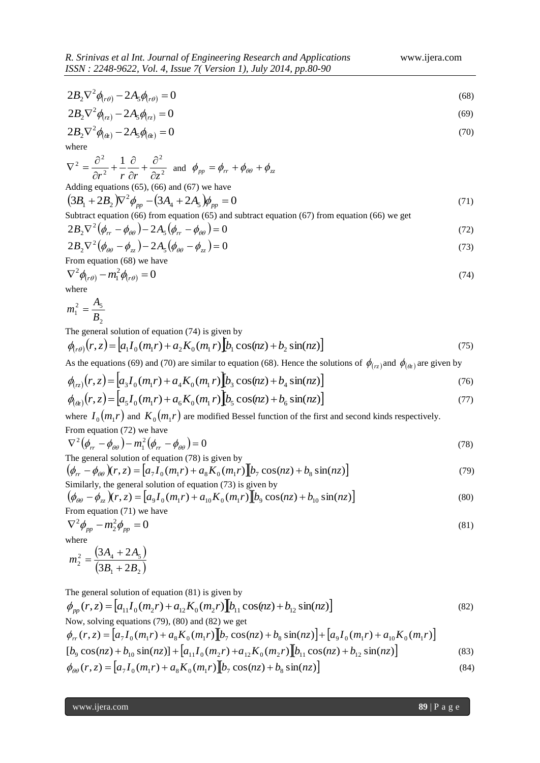$$2B_2\nabla^2\phi_{(r\theta)} - 2A_5\phi_{(r\theta)} = 0 \tag{68}$$

$$2B_2\nabla^2\phi_{(rz)} - 2A_5\phi_{(rz)} = 0 \tag{69}$$

$$2B_2\nabla^2\phi_{(\theta z)} - 2A_5\phi_{(\theta z)} = 0 \tag{70}$$

where

$$\nabla^2 = \frac{\partial^2}{\partial r^2} + \frac{1}{r}\frac{\partial}{\partial r} + \frac{\partial^2}{\partial z^2} \quad \text{and} \quad \phi_{pp} = \phi_{rr} + \phi_{\theta\theta} + \phi_{zz}$$

Adding equations (65), (66) and (67) we have

$$(3B_1 + 2B_2)\nabla^2\phi_{pp} - (3A_4 + 2A_5)\phi_{pp} = 0 \tag{71}$$

Subtract equation (66) from equation (65) and subtract equation (67) from equation (66) we get

$$2B_2\nabla^2(\phi_{rr} - \phi_{\theta\theta}) - 2A_5(\phi_{rr} - \phi_{\theta\theta}) = 0 \tag{72}$$

$$2B_2\nabla^2(\phi_{\theta\theta} - \phi_{zz}) - 2A_5(\phi_{\theta\theta} - \phi_{zz}) = 0 \tag{73}$$

From equation (68) we have

$$\nabla^2\phi_{(r\theta)} - m_1^2\phi_{(r\theta)} = 0 \tag{74}$$

where

$$m_1^2 = \frac{A_5}{B_2}$$

The general solution of equation (74) is given by

$$\phi_{(r\theta)}(r,z) = [a_1 I_0(m_1 r) + a_2 K_0(m_1 r)][b_1\cos(nz) + b_2\sin(nz)] \tag{75}$$

As the equations (69) and (70) are similar to equation (68). Hence the solutions of $\phi_{(rz)}$ and $\phi_{(\theta z)}$ are given by

$$\phi_{(rz)}(r,z) = [a_3 I_0(m_1 r) + a_4 K_0(m_1 r)][b_3\cos(nz) + b_4\sin(nz)] \tag{76}$$

$$\phi_{(\theta z)}(r,z) = [a_5 I_0(m_1 r) + a_6 K_0(m_1 r)][b_5\cos(nz) + b_6\sin(nz)] \tag{77}$$

where $I_0(m_1 r)$ and $K_0(m_1 r)$ are modified Bessel function of the first and second kinds respectively.

From equation (72) we have

$$\nabla^2(\phi_{rr} - \phi_{\theta\theta}) - m_1^2(\phi_{rr} - \phi_{\theta\theta}) = 0 \tag{78}$$

The general solution of equation (78) is given by

$$(\phi_{rr} - \phi_{\theta\theta})(r,z) = [a_7 I_0(m_1 r) + a_8 K_0(m_1 r)][b_7\cos(nz) + b_8\sin(nz)] \tag{79}$$

Similarly, the general solution of equation (73) is given by

$$(\phi_{\theta\theta} - \phi_{zz})(r,z) = [a_9 I_0(m_1 r) + a_{10} K_0(m_1 r)][b_9\cos(nz) + b_{10}\sin(nz)] \tag{80}$$

From equation (71) we have

$$\nabla^2\phi_{pp} - m_2^2\phi_{pp} = 0 \tag{81}$$

where

$$m_2^2 = \frac{(3A_4 + 2A_5)}{(3B_1 + 2B_2)}$$

The general solution of equation (81) is given by

$$\phi_{pp}(r,z) = [a_{11} I_0(m_2 r) + a_{12} K_0(m_2 r)][b_{11}\cos(nz) + b_{12}\sin(nz)] \tag{82}$$

Now, solving equations (79), (80) and (82) we get

$$\phi_{rr}(r,z) = [a_7 I_0(m_1 r) + a_8 K_0(m_1 r)][b_7\cos(nz) + b_8\sin(nz)] + [a_9 I_0(m_1 r) + a_{10} K_0(m_1 r)]$$
$$[b_9\cos(nz) + b_{10}\sin(nz)] + [a_{11} I_0(m_2 r) + a_{12} K_0(m_2 r)][b_{11}\cos(nz) + b_{12}\sin(nz)] \tag{83}$$

$$\phi_{\theta\theta}(r,z) = [a_7 I_0(m_1 r) + a_8 K_0(m_1 r)][b_7\cos(nz) + b_8\sin(nz)] \tag{84}$$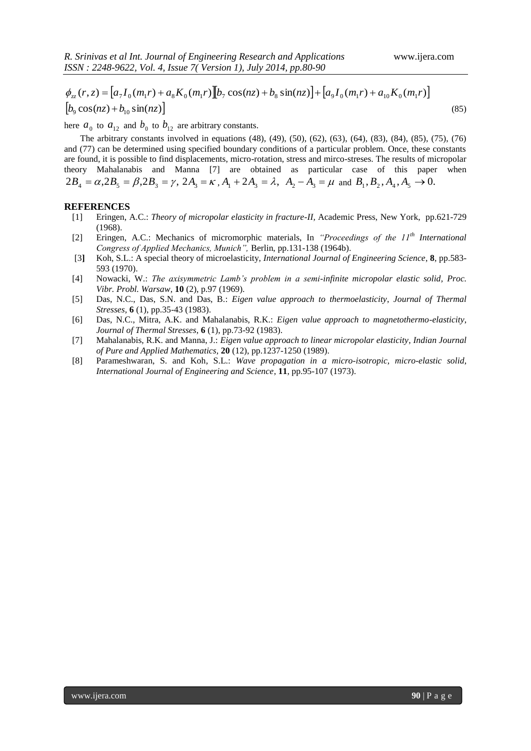$$\phi_{zz}(r,z) = \left[a_7 I_0(m_1 r) + a_8 K_0(m_1 r)\right]\left[b_7 \cos(nz) + b_8 \sin(nz)\right] + \left[a_9 I_0(m_1 r) + a_{10} K_0(m_1 r)\right]$$
$$\left[b_9 \cos(nz) + b_{10} \sin(nz)\right] \tag{85}$$

here $a_0$ to $a_{12}$ and $b_0$ to $b_{12}$ are arbitrary constants.

The arbitrary constants involved in equations (48), (49), (50), (62), (63), (64), (83), (84), (85), (75), (76) and (77) can be determined using specified boundary conditions of a particular problem. Once, these constants are found, it is possible to find displacements, micro-rotation, stress and mirco-streses. The results of micropolar theory Mahalanabis and Manna [7] are obtained as particular case of this paper when $2B_4 = \alpha, 2B_5 = \beta, 2B_3 = \gamma,\ 2A_3 = \kappa,\ A_1 + 2A_3 = \lambda,\ A_2 - A_3 = \mu$ and $B_1, B_2, A_4, A_5 \to 0.$

## REFERENCES

[1] Eringen, A.C.: *Theory of micropolar elasticity in fracture-II*, Academic Press, New York, pp.621-729 (1968).

[2] Eringen, A.C.: Mechanics of micromorphic materials, In *"Proceedings of the 11th International Congress of Applied Mechanics, Munich",* Berlin, pp.131-138 (1964b).

[3] Koh, S.L.: A special theory of microelasticity, *International Journal of Engineering Science*, **8**, pp.583-593 (1970).

[4] Nowacki, W.: *The axisymmetric Lamb's problem in a semi-infinite micropolar elastic solid*, *Proc. Vibr. Probl. Warsaw*, **10** (2), p.97 (1969).

[5] Das, N.C., Das, S.N. and Das, B.: *Eigen value approach to thermoelasticity*, *Journal of Thermal Stresses*, **6** (1), pp.35-43 (1983).

[6] Das, N.C., Mitra, A.K. and Mahalanabis, R.K.: *Eigen value approach to magnetothermo-elasticity*, *Journal of Thermal Stresses*, **6** (1), pp.73-92 (1983).

[7] Mahalanabis, R.K. and Manna, J.: *Eigen value approach to linear micropolar elasticity*, *Indian Journal of Pure and Applied Mathematics*, **20** (12), pp.1237-1250 (1989).

[8] Parameshwaran, S. and Koh, S.L.: *Wave propagation in a micro-isotropic, micro-elastic solid*, *International Journal of Engineering and Science*, **11**, pp.95-107 (1973).